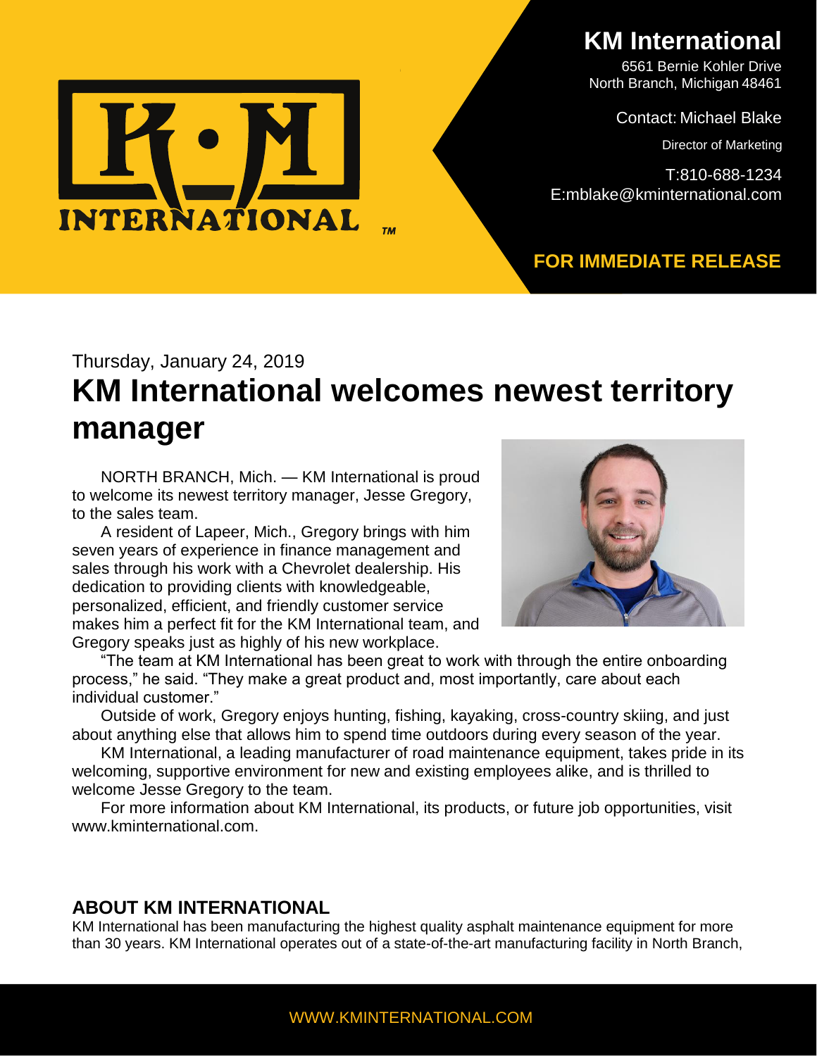# KM International

6561 Bernie Kohler Drive
North Branch, Michigan 48461

Contact: Michael Blake
Director of Marketing

T:810-688-1234
E:mblake@kminternational.com

**FOR IMMEDIATE RELEASE**

Thursday, January 24, 2019

# KM International welcomes newest territory manager

NORTH BRANCH, Mich. — KM International is proud to welcome its newest territory manager, Jesse Gregory, to the sales team.

A resident of Lapeer, Mich., Gregory brings with him seven years of experience in finance management and sales through his work with a Chevrolet dealership. His dedication to providing clients with knowledgeable, personalized, efficient, and friendly customer service makes him a perfect fit for the KM International team, and Gregory speaks just as highly of his new workplace.

"The team at KM International has been great to work with through the entire onboarding process," he said. "They make a great product and, most importantly, care about each individual customer."

Outside of work, Gregory enjoys hunting, fishing, kayaking, cross-country skiing, and just about anything else that allows him to spend time outdoors during every season of the year.

KM International, a leading manufacturer of road maintenance equipment, takes pride in its welcoming, supportive environment for new and existing employees alike, and is thrilled to welcome Jesse Gregory to the team.

For more information about KM International, its products, or future job opportunities, visit www.kminternational.com.

## ABOUT KM INTERNATIONAL

KM International has been manufacturing the highest quality asphalt maintenance equipment for more than 30 years. KM International operates out of a state-of-the-art manufacturing facility in North Branch,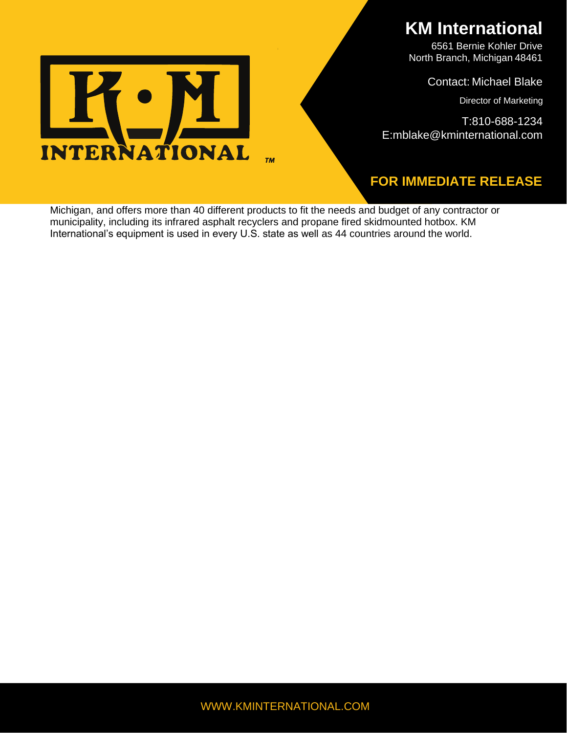# KM International

6561 Bernie Kohler Drive
North Branch, Michigan 48461

Contact: Michael Blake

Director of Marketing

T:810-688-1234
E:mblake@kminternational.com

**FOR IMMEDIATE RELEASE**

Michigan, and offers more than 40 different products to fit the needs and budget of any contractor or municipality, including its infrared asphalt recyclers and propane fired skidmounted hotbox. KM International's equipment is used in every U.S. state as well as 44 countries around the world.

WWW.KMINTERNATIONAL.COM